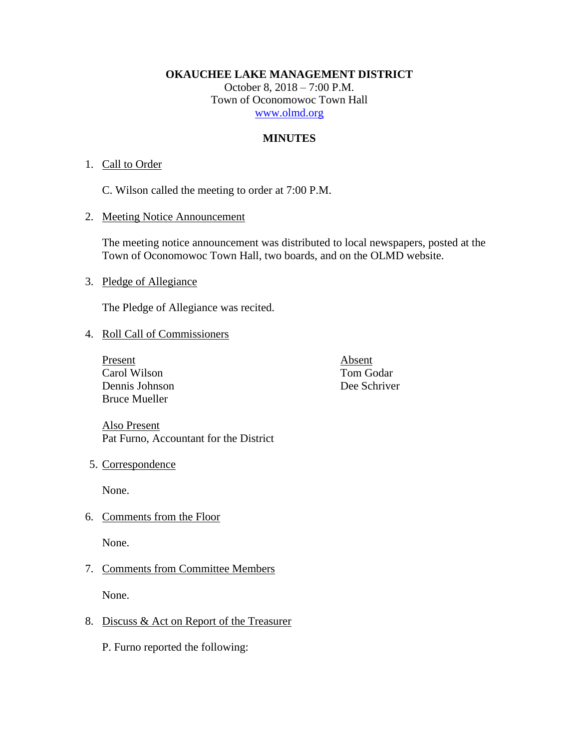**OKAUCHEE LAKE MANAGEMENT DISTRICT**
October 8, 2018 – 7:00 P.M.
Town of Oconomowoc Town Hall
www.olmd.org

## MINUTES

1. Call to Order

   C. Wilson called the meeting to order at 7:00 P.M.

2. Meeting Notice Announcement

   The meeting notice announcement was distributed to local newspapers, posted at the Town of Oconomowoc Town Hall, two boards, and on the OLMD website.

3. Pledge of Allegiance

   The Pledge of Allegiance was recited.

4. Roll Call of Commissioners

   | Present | Absent |
   | --- | --- |
   | Carol Wilson | Tom Godar |
   | Dennis Johnson | Dee Schriver |
   | Bruce Mueller | |

   Also Present
   Pat Furno, Accountant for the District

5. Correspondence

   None.

6. Comments from the Floor

   None.

7. Comments from Committee Members

   None.

8. Discuss & Act on Report of the Treasurer

   P. Furno reported the following: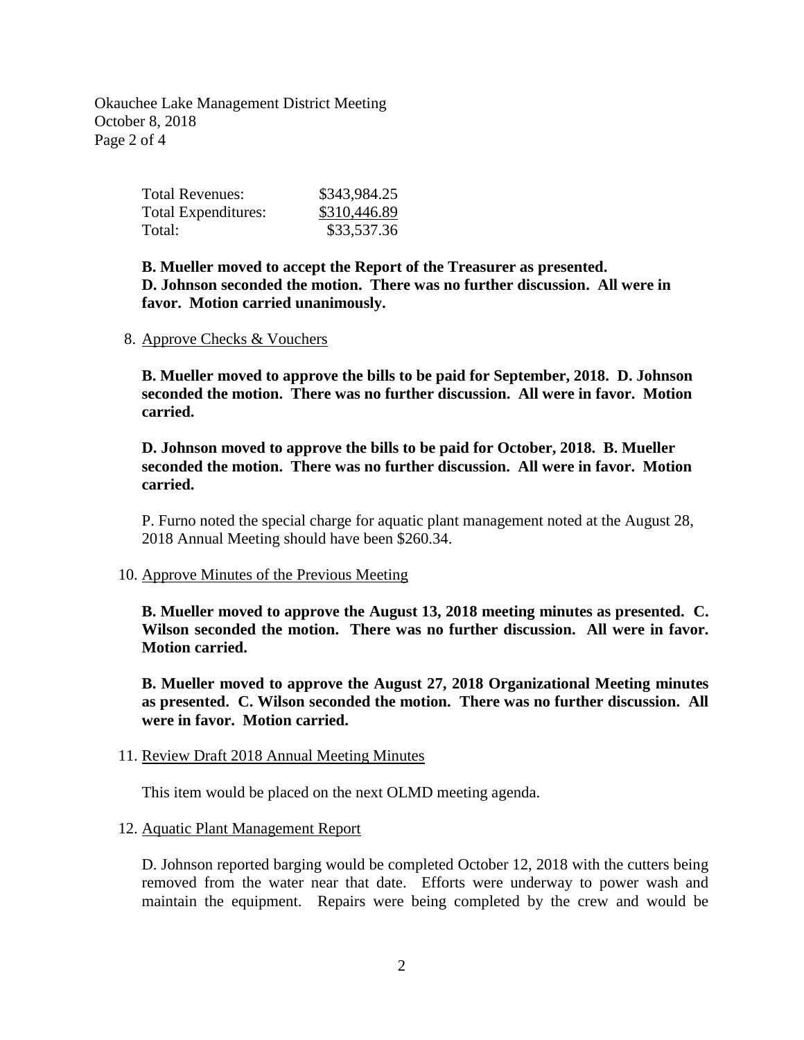| Total Revenues: | \$343,984.25 |
|---|---|
| Total Expenditures: | \$310,446.89 |
| Total: | \$33,537.36 |

**B. Mueller moved to accept the Report of the Treasurer as presented. D. Johnson seconded the motion. There was no further discussion. All were in favor. Motion carried unanimously.**

8. Approve Checks & Vouchers

**B. Mueller moved to approve the bills to be paid for September, 2018. D. Johnson seconded the motion. There was no further discussion. All were in favor. Motion carried.**

**D. Johnson moved to approve the bills to be paid for October, 2018. B. Mueller seconded the motion. There was no further discussion. All were in favor. Motion carried.**

P. Furno noted the special charge for aquatic plant management noted at the August 28, 2018 Annual Meeting should have been \$260.34.

10. Approve Minutes of the Previous Meeting

**B. Mueller moved to approve the August 13, 2018 meeting minutes as presented. C. Wilson seconded the motion. There was no further discussion. All were in favor. Motion carried.**

**B. Mueller moved to approve the August 27, 2018 Organizational Meeting minutes as presented. C. Wilson seconded the motion. There was no further discussion. All were in favor. Motion carried.**

11. Review Draft 2018 Annual Meeting Minutes

This item would be placed on the next OLMD meeting agenda.

12. Aquatic Plant Management Report

D. Johnson reported barging would be completed October 12, 2018 with the cutters being removed from the water near that date. Efforts were underway to power wash and maintain the equipment. Repairs were being completed by the crew and would be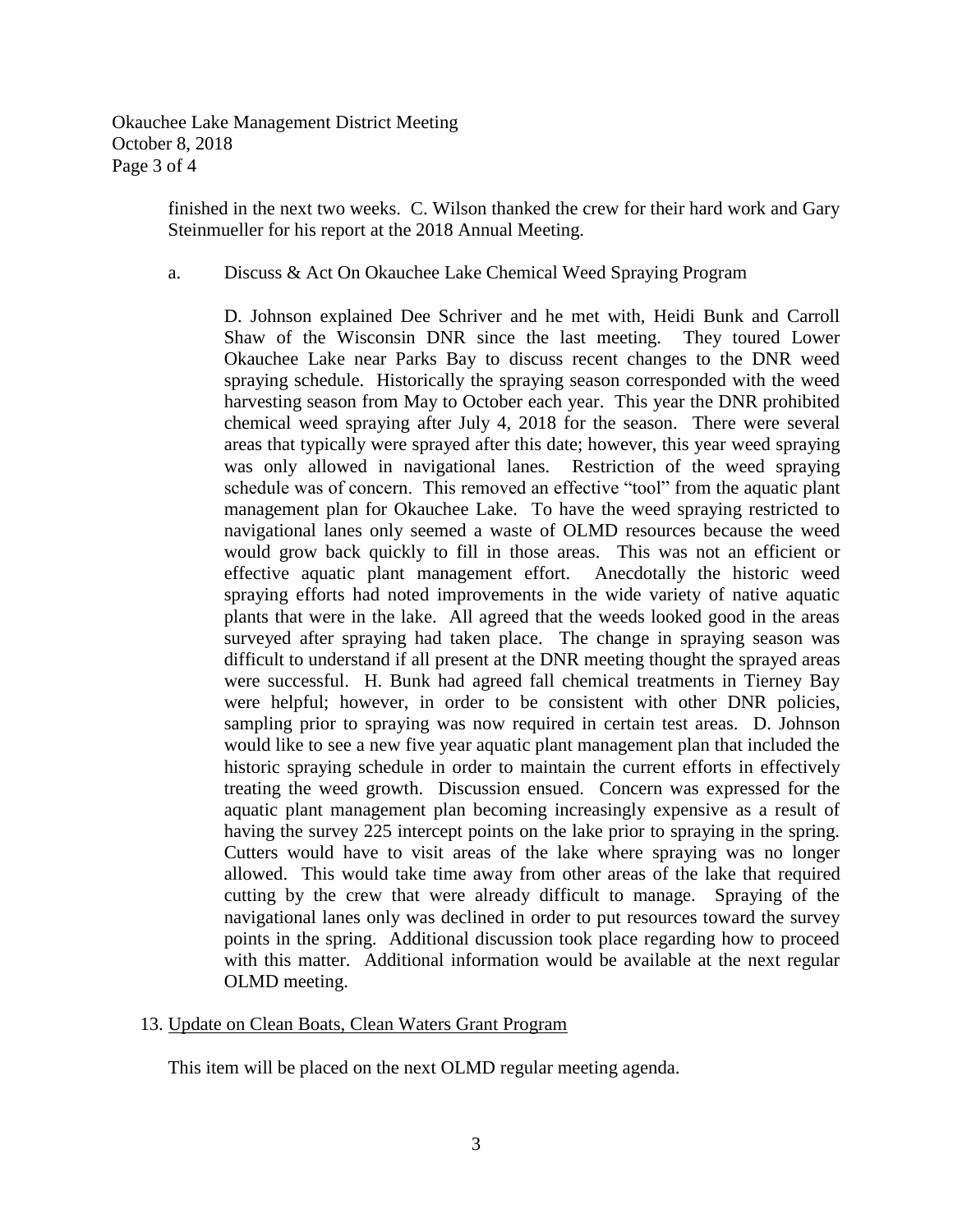finished in the next two weeks. C. Wilson thanked the crew for their hard work and Gary Steinmueller for his report at the 2018 Annual Meeting.

a. Discuss & Act On Okauchee Lake Chemical Weed Spraying Program

D. Johnson explained Dee Schriver and he met with, Heidi Bunk and Carroll Shaw of the Wisconsin DNR since the last meeting. They toured Lower Okauchee Lake near Parks Bay to discuss recent changes to the DNR weed spraying schedule. Historically the spraying season corresponded with the weed harvesting season from May to October each year. This year the DNR prohibited chemical weed spraying after July 4, 2018 for the season. There were several areas that typically were sprayed after this date; however, this year weed spraying was only allowed in navigational lanes. Restriction of the weed spraying schedule was of concern. This removed an effective "tool" from the aquatic plant management plan for Okauchee Lake. To have the weed spraying restricted to navigational lanes only seemed a waste of OLMD resources because the weed would grow back quickly to fill in those areas. This was not an efficient or effective aquatic plant management effort. Anecdotally the historic weed spraying efforts had noted improvements in the wide variety of native aquatic plants that were in the lake. All agreed that the weeds looked good in the areas surveyed after spraying had taken place. The change in spraying season was difficult to understand if all present at the DNR meeting thought the sprayed areas were successful. H. Bunk had agreed fall chemical treatments in Tierney Bay were helpful; however, in order to be consistent with other DNR policies, sampling prior to spraying was now required in certain test areas. D. Johnson would like to see a new five year aquatic plant management plan that included the historic spraying schedule in order to maintain the current efforts in effectively treating the weed growth. Discussion ensued. Concern was expressed for the aquatic plant management plan becoming increasingly expensive as a result of having the survey 225 intercept points on the lake prior to spraying in the spring. Cutters would have to visit areas of the lake where spraying was no longer allowed. This would take time away from other areas of the lake that required cutting by the crew that were already difficult to manage. Spraying of the navigational lanes only was declined in order to put resources toward the survey points in the spring. Additional discussion took place regarding how to proceed with this matter. Additional information would be available at the next regular OLMD meeting.

13. Update on Clean Boats, Clean Waters Grant Program

This item will be placed on the next OLMD regular meeting agenda.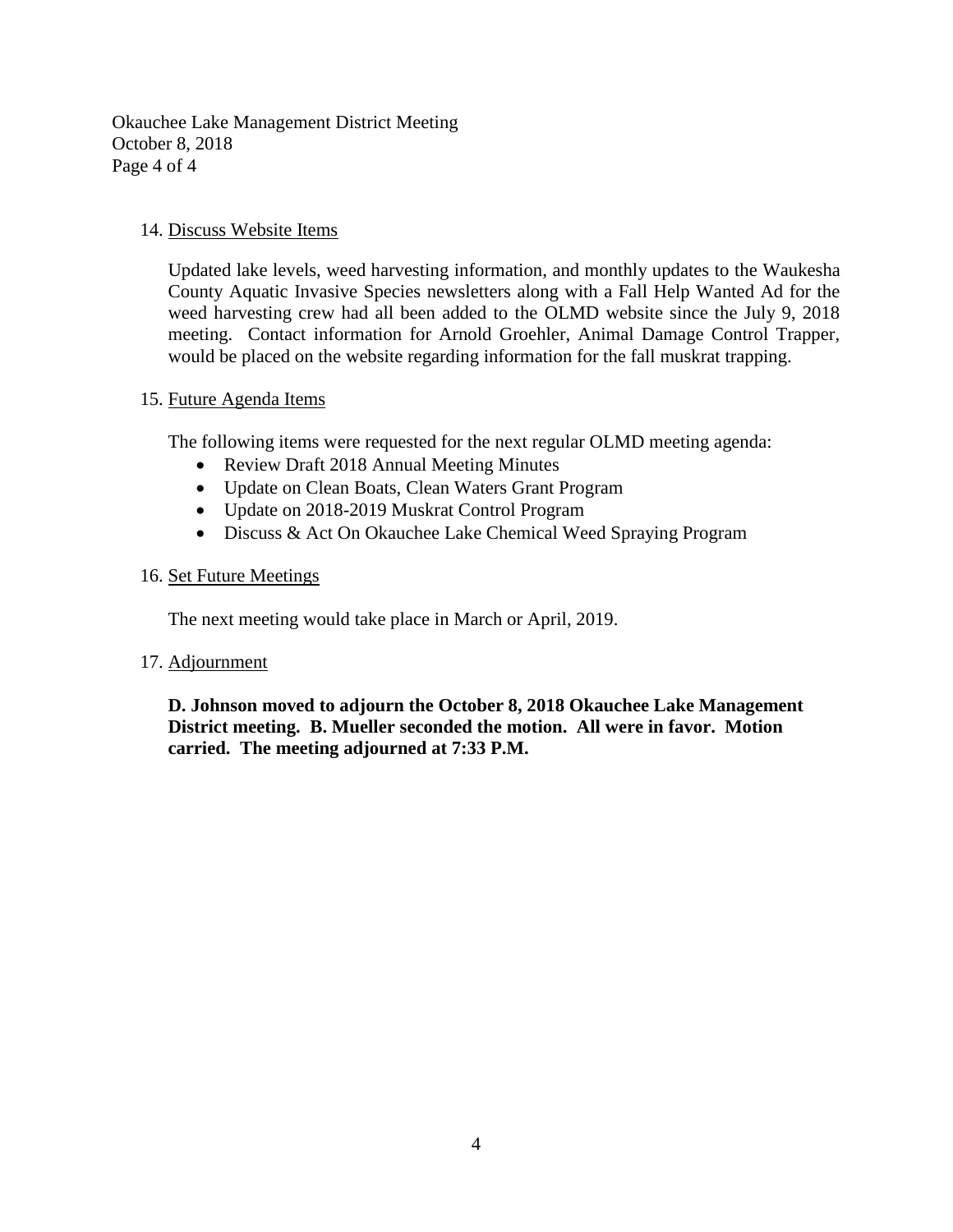14. Discuss Website Items

Updated lake levels, weed harvesting information, and monthly updates to the Waukesha County Aquatic Invasive Species newsletters along with a Fall Help Wanted Ad for the weed harvesting crew had all been added to the OLMD website since the July 9, 2018 meeting. Contact information for Arnold Groehler, Animal Damage Control Trapper, would be placed on the website regarding information for the fall muskrat trapping.

15. Future Agenda Items

The following items were requested for the next regular OLMD meeting agenda:

- Review Draft 2018 Annual Meeting Minutes
- Update on Clean Boats, Clean Waters Grant Program
- Update on 2018-2019 Muskrat Control Program
- Discuss & Act On Okauchee Lake Chemical Weed Spraying Program

16. Set Future Meetings

The next meeting would take place in March or April, 2019.

17. Adjournment

**D. Johnson moved to adjourn the October 8, 2018 Okauchee Lake Management District meeting. B. Mueller seconded the motion. All were in favor. Motion carried. The meeting adjourned at 7:33 P.M.**